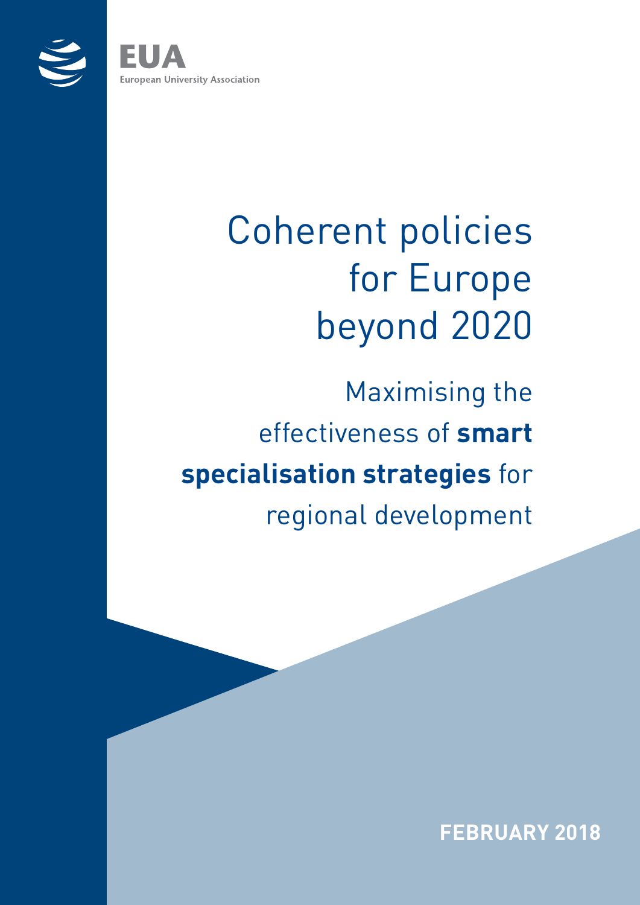EUA

European University Association

# Coherent policies for Europe beyond 2020

## Maximising the effectiveness of **smart specialisation strategies** for regional development

**FEBRUARY 2018**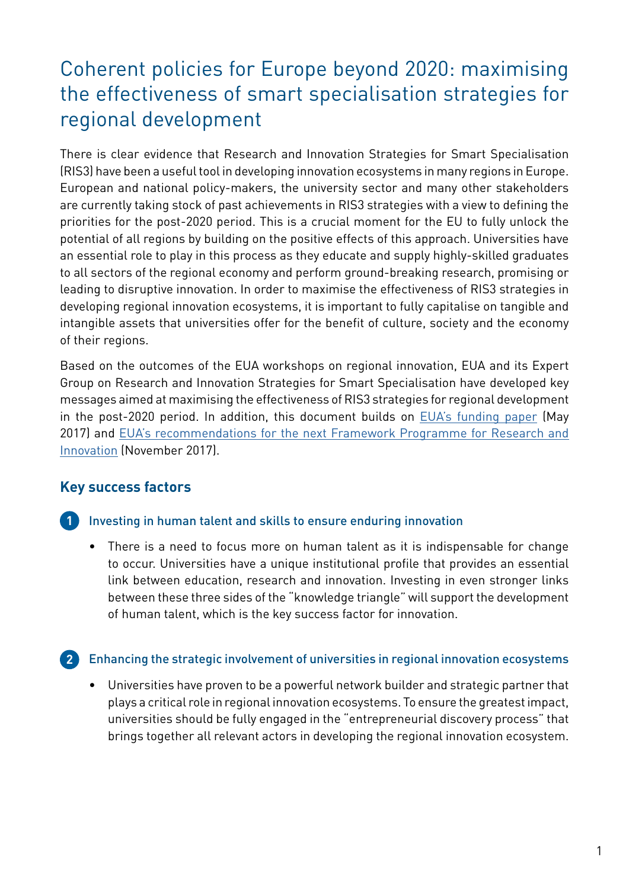# Coherent policies for Europe beyond 2020: maximising the effectiveness of smart specialisation strategies for regional development

There is clear evidence that Research and Innovation Strategies for Smart Specialisation (RIS3) have been a useful tool in developing innovation ecosystems in many regions in Europe. European and national policy-makers, the university sector and many other stakeholders are currently taking stock of past achievements in RIS3 strategies with a view to defining the priorities for the post-2020 period. This is a crucial moment for the EU to fully unlock the potential of all regions by building on the positive effects of this approach. Universities have an essential role to play in this process as they educate and supply highly-skilled graduates to all sectors of the regional economy and perform ground-breaking research, promising or leading to disruptive innovation. In order to maximise the effectiveness of RIS3 strategies in developing regional innovation ecosystems, it is important to fully capitalise on tangible and intangible assets that universities offer for the benefit of culture, society and the economy of their regions.

Based on the outcomes of the EUA workshops on regional innovation, EUA and its Expert Group on Research and Innovation Strategies for Smart Specialisation have developed key messages aimed at maximising the effectiveness of RIS3 strategies for regional development in the post-2020 period. In addition, this document builds on EUA's funding paper (May 2017) and EUA's recommendations for the next Framework Programme for Research and Innovation (November 2017).

## Key success factors

### 1 Investing in human talent and skills to ensure enduring innovation

- There is a need to focus more on human talent as it is indispensable for change to occur. Universities have a unique institutional profile that provides an essential link between education, research and innovation. Investing in even stronger links between these three sides of the "knowledge triangle" will support the development of human talent, which is the key success factor for innovation.

### 2 Enhancing the strategic involvement of universities in regional innovation ecosystems

- Universities have proven to be a powerful network builder and strategic partner that plays a critical role in regional innovation ecosystems. To ensure the greatest impact, universities should be fully engaged in the "entrepreneurial discovery process" that brings together all relevant actors in developing the regional innovation ecosystem.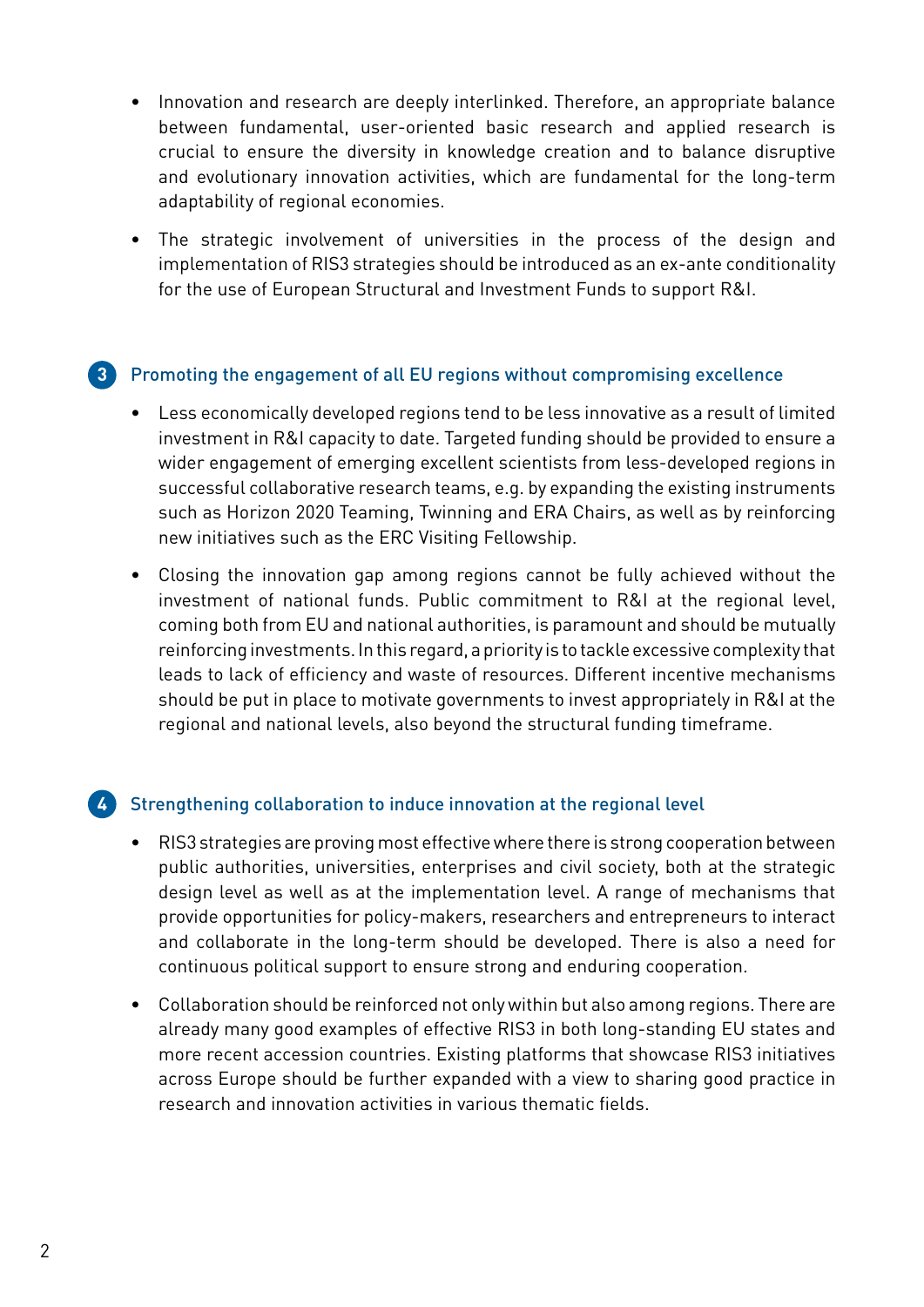- Innovation and research are deeply interlinked. Therefore, an appropriate balance between fundamental, user-oriented basic research and applied research is crucial to ensure the diversity in knowledge creation and to balance disruptive and evolutionary innovation activities, which are fundamental for the long-term adaptability of regional economies.

- The strategic involvement of universities in the process of the design and implementation of RIS3 strategies should be introduced as an ex-ante conditionality for the use of European Structural and Investment Funds to support R&I.

## 3 Promoting the engagement of all EU regions without compromising excellence

- Less economically developed regions tend to be less innovative as a result of limited investment in R&I capacity to date. Targeted funding should be provided to ensure a wider engagement of emerging excellent scientists from less-developed regions in successful collaborative research teams, e.g. by expanding the existing instruments such as Horizon 2020 Teaming, Twinning and ERA Chairs, as well as by reinforcing new initiatives such as the ERC Visiting Fellowship.

- Closing the innovation gap among regions cannot be fully achieved without the investment of national funds. Public commitment to R&I at the regional level, coming both from EU and national authorities, is paramount and should be mutually reinforcing investments. In this regard, a priority is to tackle excessive complexity that leads to lack of efficiency and waste of resources. Different incentive mechanisms should be put in place to motivate governments to invest appropriately in R&I at the regional and national levels, also beyond the structural funding timeframe.

## 4 Strengthening collaboration to induce innovation at the regional level

- RIS3 strategies are proving most effective where there is strong cooperation between public authorities, universities, enterprises and civil society, both at the strategic design level as well as at the implementation level. A range of mechanisms that provide opportunities for policy-makers, researchers and entrepreneurs to interact and collaborate in the long-term should be developed. There is also a need for continuous political support to ensure strong and enduring cooperation.

- Collaboration should be reinforced not only within but also among regions. There are already many good examples of effective RIS3 in both long-standing EU states and more recent accession countries. Existing platforms that showcase RIS3 initiatives across Europe should be further expanded with a view to sharing good practice in research and innovation activities in various thematic fields.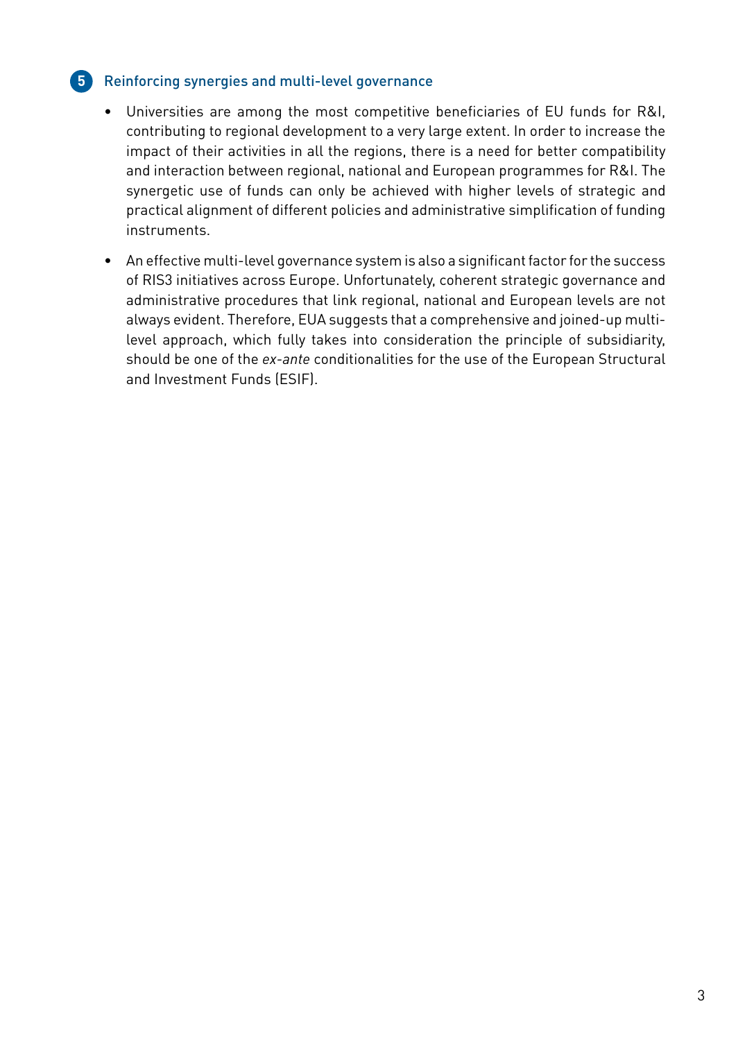## 5 Reinforcing synergies and multi-level governance

- Universities are among the most competitive beneficiaries of EU funds for R&I, contributing to regional development to a very large extent. In order to increase the impact of their activities in all the regions, there is a need for better compatibility and interaction between regional, national and European programmes for R&I. The synergetic use of funds can only be achieved with higher levels of strategic and practical alignment of different policies and administrative simplification of funding instruments.

- An effective multi-level governance system is also a significant factor for the success of RIS3 initiatives across Europe. Unfortunately, coherent strategic governance and administrative procedures that link regional, national and European levels are not always evident. Therefore, EUA suggests that a comprehensive and joined-up multi-level approach, which fully takes into consideration the principle of subsidiarity, should be one of the *ex-ante* conditionalities for the use of the European Structural and Investment Funds (ESIF).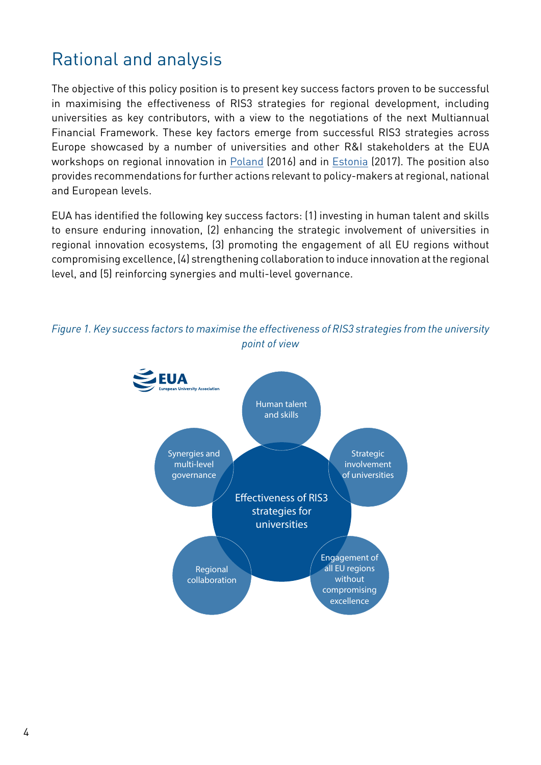# Rational and analysis

The objective of this policy position is to present key success factors proven to be successful in maximising the effectiveness of RIS3 strategies for regional development, including universities as key contributors, with a view to the negotiations of the next Multiannual Financial Framework. These key factors emerge from successful RIS3 strategies across Europe showcased by a number of universities and other R&I stakeholders at the EUA workshops on regional innovation in Poland (2016) and in Estonia (2017). The position also provides recommendations for further actions relevant to policy-makers at regional, national and European levels.

EUA has identified the following key success factors: (1) investing in human talent and skills to ensure enduring innovation, (2) enhancing the strategic involvement of universities in regional innovation ecosystems, (3) promoting the engagement of all EU regions without compromising excellence, (4) strengthening collaboration to induce innovation at the regional level, and (5) reinforcing synergies and multi-level governance.

*Figure 1. Key success factors to maximise the effectiveness of RIS3 strategies from the university point of view*

EUA European University Association

Effectiveness of RIS3 strategies for universities

- Human talent and skills
- Strategic involvement of universities
- Engagement of all EU regions without compromising excellence
- Regional collaboration
- Synergies and multi-level governance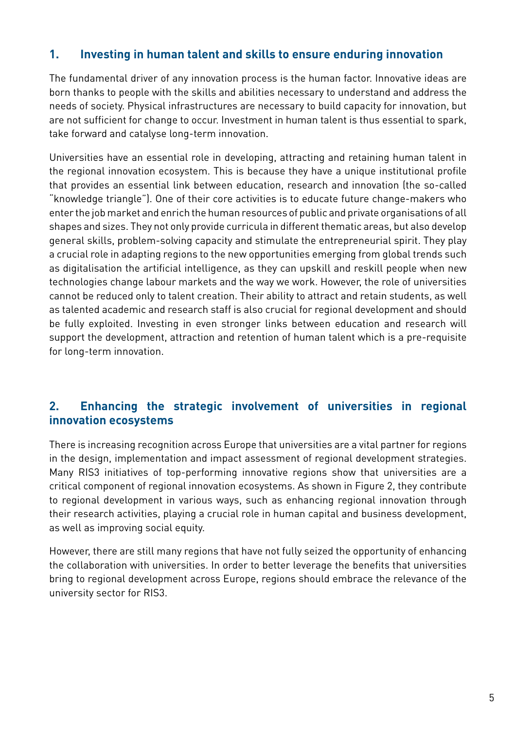## 1. Investing in human talent and skills to ensure enduring innovation

The fundamental driver of any innovation process is the human factor. Innovative ideas are born thanks to people with the skills and abilities necessary to understand and address the needs of society. Physical infrastructures are necessary to build capacity for innovation, but are not sufficient for change to occur. Investment in human talent is thus essential to spark, take forward and catalyse long-term innovation.

Universities have an essential role in developing, attracting and retaining human talent in the regional innovation ecosystem. This is because they have a unique institutional profile that provides an essential link between education, research and innovation (the so-called "knowledge triangle"). One of their core activities is to educate future change-makers who enter the job market and enrich the human resources of public and private organisations of all shapes and sizes. They not only provide curricula in different thematic areas, but also develop general skills, problem-solving capacity and stimulate the entrepreneurial spirit. They play a crucial role in adapting regions to the new opportunities emerging from global trends such as digitalisation the artificial intelligence, as they can upskill and reskill people when new technologies change labour markets and the way we work. However, the role of universities cannot be reduced only to talent creation. Their ability to attract and retain students, as well as talented academic and research staff is also crucial for regional development and should be fully exploited. Investing in even stronger links between education and research will support the development, attraction and retention of human talent which is a pre-requisite for long-term innovation.

## 2. Enhancing the strategic involvement of universities in regional innovation ecosystems

There is increasing recognition across Europe that universities are a vital partner for regions in the design, implementation and impact assessment of regional development strategies. Many RIS3 initiatives of top-performing innovative regions show that universities are a critical component of regional innovation ecosystems. As shown in Figure 2, they contribute to regional development in various ways, such as enhancing regional innovation through their research activities, playing a crucial role in human capital and business development, as well as improving social equity.

However, there are still many regions that have not fully seized the opportunity of enhancing the collaboration with universities. In order to better leverage the benefits that universities bring to regional development across Europe, regions should embrace the relevance of the university sector for RIS3.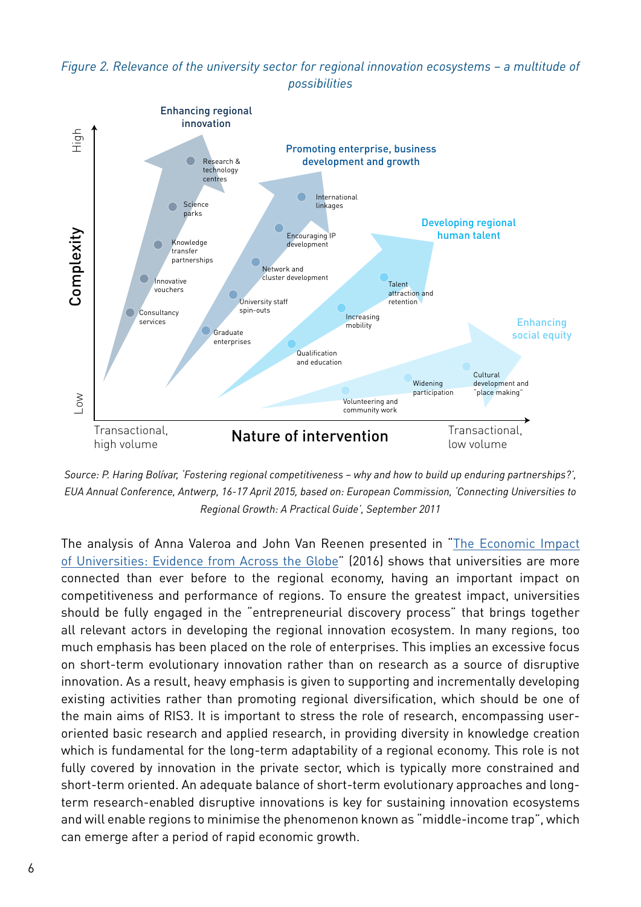*Figure 2. Relevance of the university sector for regional innovation ecosystems – a multitude of possibilities*

**Complexity** (Low – High) / **Nature of intervention** (Transactional, high volume – Transactional, low volume)

- **Enhancing regional innovation**: Consultancy services; Innovative vouchers; Knowledge transfer partnerships; Science parks; Research & technology centres
- **Promoting enterprise, business development and growth**: Graduate enterprises; University staff spin-outs; Network and cluster development; Encouraging IP development; International linkages
- **Developing regional human talent**: Qualification and education; Increasing mobility; Talent attraction and retention
- **Enhancing social equity**: Volunteering and community work; Widening participation; Cultural development and "place making"

*Source: P. Haring Bolívar, 'Fostering regional competitiveness – why and how to build up enduring partnerships?', EUA Annual Conference, Antwerp, 16-17 April 2015, based on: European Commission, 'Connecting Universities to Regional Growth: A Practical Guide', September 2011*

The analysis of Anna Valeroa and John Van Reenen presented in "The Economic Impact of Universities: Evidence from Across the Globe" (2016) shows that universities are more connected than ever before to the regional economy, having an important impact on competitiveness and performance of regions. To ensure the greatest impact, universities should be fully engaged in the "entrepreneurial discovery process" that brings together all relevant actors in developing the regional innovation ecosystem. In many regions, too much emphasis has been placed on the role of enterprises. This implies an excessive focus on short-term evolutionary innovation rather than on research as a source of disruptive innovation. As a result, heavy emphasis is given to supporting and incrementally developing existing activities rather than promoting regional diversification, which should be one of the main aims of RIS3. It is important to stress the role of research, encompassing user-oriented basic research and applied research, in providing diversity in knowledge creation which is fundamental for the long-term adaptability of a regional economy. This role is not fully covered by innovation in the private sector, which is typically more constrained and short-term oriented. An adequate balance of short-term evolutionary approaches and long-term research-enabled disruptive innovations is key for sustaining innovation ecosystems and will enable regions to minimise the phenomenon known as "middle-income trap", which can emerge after a period of rapid economic growth.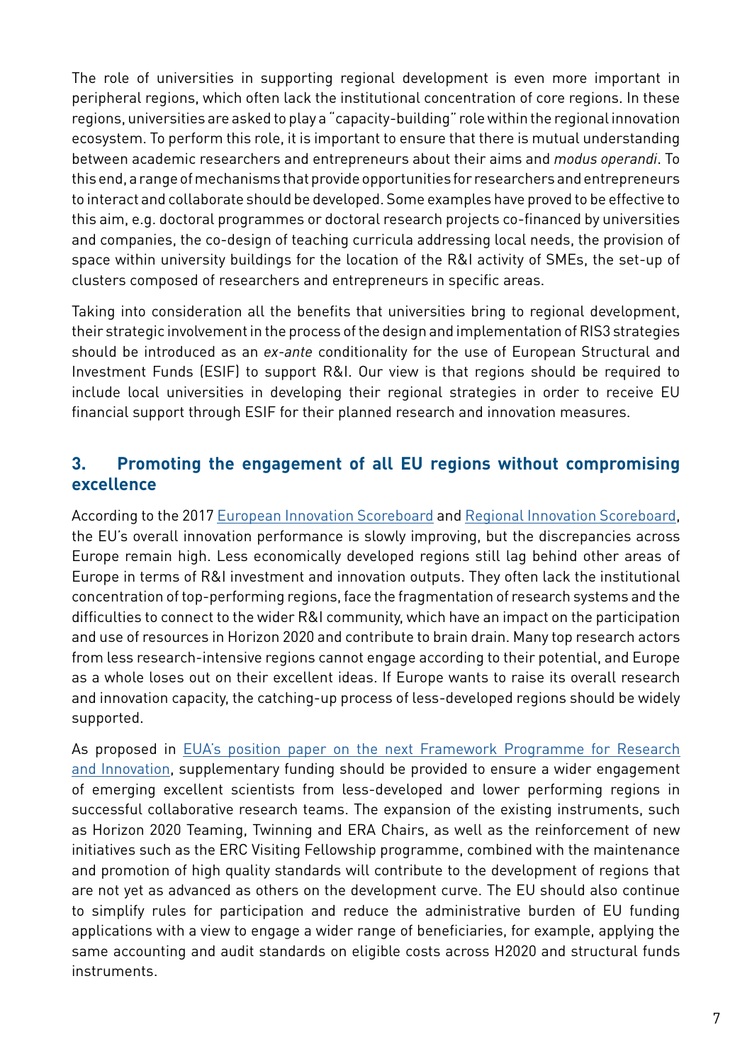The role of universities in supporting regional development is even more important in peripheral regions, which often lack the institutional concentration of core regions. In these regions, universities are asked to play a "capacity-building" role within the regional innovation ecosystem. To perform this role, it is important to ensure that there is mutual understanding between academic researchers and entrepreneurs about their aims and *modus operandi*. To this end, a range of mechanisms that provide opportunities for researchers and entrepreneurs to interact and collaborate should be developed. Some examples have proved to be effective to this aim, e.g. doctoral programmes or doctoral research projects co-financed by universities and companies, the co-design of teaching curricula addressing local needs, the provision of space within university buildings for the location of the R&I activity of SMEs, the set-up of clusters composed of researchers and entrepreneurs in specific areas.

Taking into consideration all the benefits that universities bring to regional development, their strategic involvement in the process of the design and implementation of RIS3 strategies should be introduced as an *ex-ante* conditionality for the use of European Structural and Investment Funds (ESIF) to support R&I. Our view is that regions should be required to include local universities in developing their regional strategies in order to receive EU financial support through ESIF for their planned research and innovation measures.

## 3. Promoting the engagement of all EU regions without compromising excellence

According to the 2017 European Innovation Scoreboard and Regional Innovation Scoreboard, the EU's overall innovation performance is slowly improving, but the discrepancies across Europe remain high. Less economically developed regions still lag behind other areas of Europe in terms of R&I investment and innovation outputs. They often lack the institutional concentration of top-performing regions, face the fragmentation of research systems and the difficulties to connect to the wider R&I community, which have an impact on the participation and use of resources in Horizon 2020 and contribute to brain drain. Many top research actors from less research-intensive regions cannot engage according to their potential, and Europe as a whole loses out on their excellent ideas. If Europe wants to raise its overall research and innovation capacity, the catching-up process of less-developed regions should be widely supported.

As proposed in EUA's position paper on the next Framework Programme for Research and Innovation, supplementary funding should be provided to ensure a wider engagement of emerging excellent scientists from less-developed and lower performing regions in successful collaborative research teams. The expansion of the existing instruments, such as Horizon 2020 Teaming, Twinning and ERA Chairs, as well as the reinforcement of new initiatives such as the ERC Visiting Fellowship programme, combined with the maintenance and promotion of high quality standards will contribute to the development of regions that are not yet as advanced as others on the development curve. The EU should also continue to simplify rules for participation and reduce the administrative burden of EU funding applications with a view to engage a wider range of beneficiaries, for example, applying the same accounting and audit standards on eligible costs across H2020 and structural funds instruments.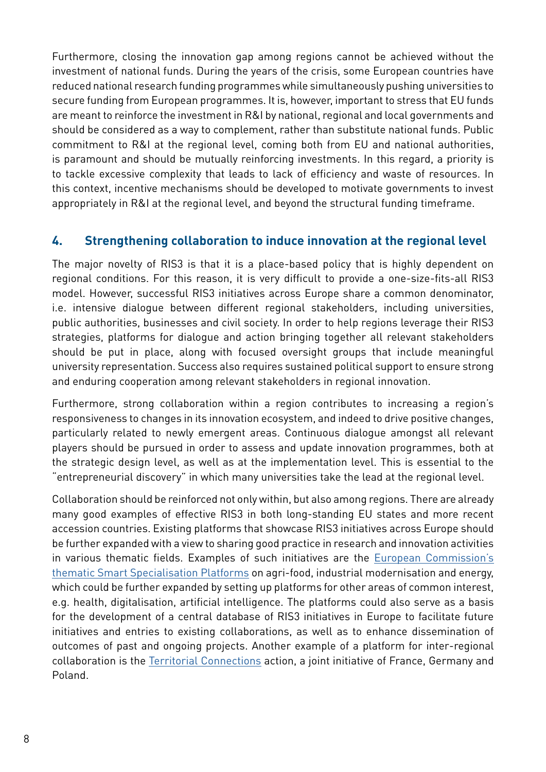Furthermore, closing the innovation gap among regions cannot be achieved without the investment of national funds. During the years of the crisis, some European countries have reduced national research funding programmes while simultaneously pushing universities to secure funding from European programmes. It is, however, important to stress that EU funds are meant to reinforce the investment in R&I by national, regional and local governments and should be considered as a way to complement, rather than substitute national funds. Public commitment to R&I at the regional level, coming both from EU and national authorities, is paramount and should be mutually reinforcing investments. In this regard, a priority is to tackle excessive complexity that leads to lack of efficiency and waste of resources. In this context, incentive mechanisms should be developed to motivate governments to invest appropriately in R&I at the regional level, and beyond the structural funding timeframe.

## 4. Strengthening collaboration to induce innovation at the regional level

The major novelty of RIS3 is that it is a place-based policy that is highly dependent on regional conditions. For this reason, it is very difficult to provide a one-size-fits-all RIS3 model. However, successful RIS3 initiatives across Europe share a common denominator, i.e. intensive dialogue between different regional stakeholders, including universities, public authorities, businesses and civil society. In order to help regions leverage their RIS3 strategies, platforms for dialogue and action bringing together all relevant stakeholders should be put in place, along with focused oversight groups that include meaningful university representation. Success also requires sustained political support to ensure strong and enduring cooperation among relevant stakeholders in regional innovation.

Furthermore, strong collaboration within a region contributes to increasing a region's responsiveness to changes in its innovation ecosystem, and indeed to drive positive changes, particularly related to newly emergent areas. Continuous dialogue amongst all relevant players should be pursued in order to assess and update innovation programmes, both at the strategic design level, as well as at the implementation level. This is essential to the "entrepreneurial discovery" in which many universities take the lead at the regional level.

Collaboration should be reinforced not only within, but also among regions. There are already many good examples of effective RIS3 in both long-standing EU states and more recent accession countries. Existing platforms that showcase RIS3 initiatives across Europe should be further expanded with a view to sharing good practice in research and innovation activities in various thematic fields. Examples of such initiatives are the European Commission's thematic Smart Specialisation Platforms on agri-food, industrial modernisation and energy, which could be further expanded by setting up platforms for other areas of common interest, e.g. health, digitalisation, artificial intelligence. The platforms could also serve as a basis for the development of a central database of RIS3 initiatives in Europe to facilitate future initiatives and entries to existing collaborations, as well as to enhance dissemination of outcomes of past and ongoing projects. Another example of a platform for inter-regional collaboration is the Territorial Connections action, a joint initiative of France, Germany and Poland.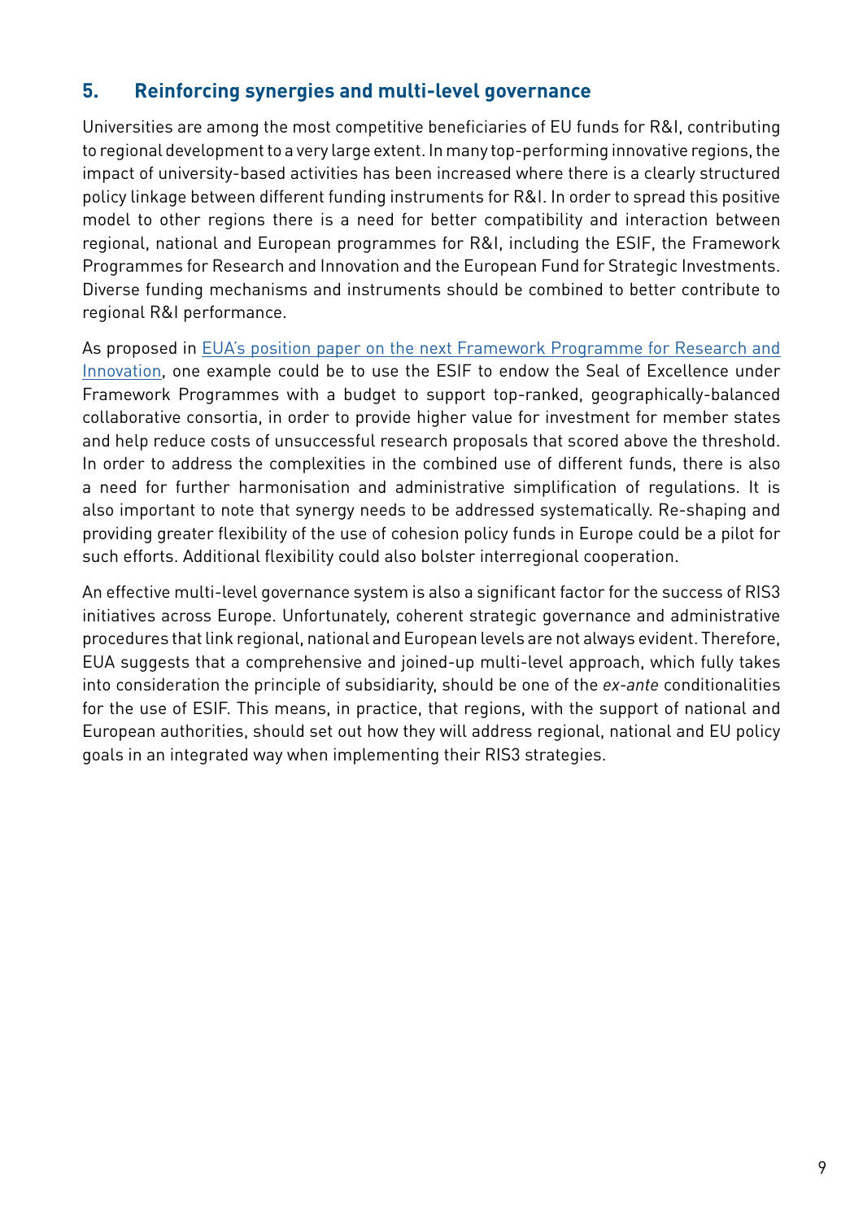## 5. Reinforcing synergies and multi-level governance

Universities are among the most competitive beneficiaries of EU funds for R&I, contributing to regional development to a very large extent. In many top-performing innovative regions, the impact of university-based activities has been increased where there is a clearly structured policy linkage between different funding instruments for R&I. In order to spread this positive model to other regions there is a need for better compatibility and interaction between regional, national and European programmes for R&I, including the ESIF, the Framework Programmes for Research and Innovation and the European Fund for Strategic Investments. Diverse funding mechanisms and instruments should be combined to better contribute to regional R&I performance.

As proposed in EUA's position paper on the next Framework Programme for Research and Innovation, one example could be to use the ESIF to endow the Seal of Excellence under Framework Programmes with a budget to support top-ranked, geographically-balanced collaborative consortia, in order to provide higher value for investment for member states and help reduce costs of unsuccessful research proposals that scored above the threshold. In order to address the complexities in the combined use of different funds, there is also a need for further harmonisation and administrative simplification of regulations. It is also important to note that synergy needs to be addressed systematically. Re-shaping and providing greater flexibility of the use of cohesion policy funds in Europe could be a pilot for such efforts. Additional flexibility could also bolster interregional cooperation.

An effective multi-level governance system is also a significant factor for the success of RIS3 initiatives across Europe. Unfortunately, coherent strategic governance and administrative procedures that link regional, national and European levels are not always evident. Therefore, EUA suggests that a comprehensive and joined-up multi-level approach, which fully takes into consideration the principle of subsidiarity, should be one of the *ex-ante* conditionalities for the use of ESIF. This means, in practice, that regions, with the support of national and European authorities, should set out how they will address regional, national and EU policy goals in an integrated way when implementing their RIS3 strategies.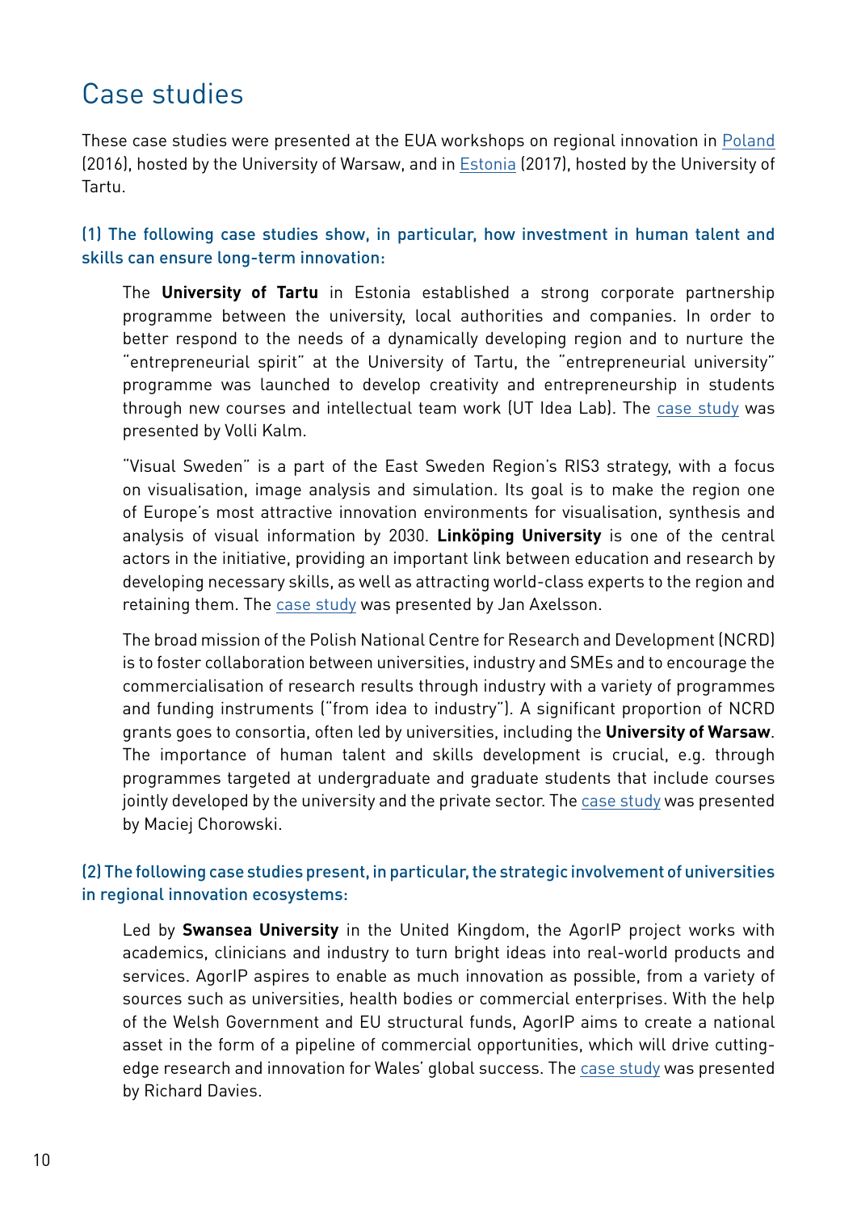## Case studies

These case studies were presented at the EUA workshops on regional innovation in Poland (2016), hosted by the University of Warsaw, and in Estonia (2017), hosted by the University of Tartu.

### (1) The following case studies show, in particular, how investment in human talent and skills can ensure long-term innovation:

The **University of Tartu** in Estonia established a strong corporate partnership programme between the university, local authorities and companies. In order to better respond to the needs of a dynamically developing region and to nurture the "entrepreneurial spirit" at the University of Tartu, the "entrepreneurial university" programme was launched to develop creativity and entrepreneurship in students through new courses and intellectual team work (UT Idea Lab). The case study was presented by Volli Kalm.

"Visual Sweden" is a part of the East Sweden Region's RIS3 strategy, with a focus on visualisation, image analysis and simulation. Its goal is to make the region one of Europe's most attractive innovation environments for visualisation, synthesis and analysis of visual information by 2030. **Linköping University** is one of the central actors in the initiative, providing an important link between education and research by developing necessary skills, as well as attracting world-class experts to the region and retaining them. The case study was presented by Jan Axelsson.

The broad mission of the Polish National Centre for Research and Development (NCRD) is to foster collaboration between universities, industry and SMEs and to encourage the commercialisation of research results through industry with a variety of programmes and funding instruments ("from idea to industry"). A significant proportion of NCRD grants goes to consortia, often led by universities, including the **University of Warsaw**. The importance of human talent and skills development is crucial, e.g. through programmes targeted at undergraduate and graduate students that include courses jointly developed by the university and the private sector. The case study was presented by Maciej Chorowski.

### (2) The following case studies present, in particular, the strategic involvement of universities in regional innovation ecosystems:

Led by **Swansea University** in the United Kingdom, the AgorIP project works with academics, clinicians and industry to turn bright ideas into real-world products and services. AgorIP aspires to enable as much innovation as possible, from a variety of sources such as universities, health bodies or commercial enterprises. With the help of the Welsh Government and EU structural funds, AgorIP aims to create a national asset in the form of a pipeline of commercial opportunities, which will drive cutting-edge research and innovation for Wales' global success. The case study was presented by Richard Davies.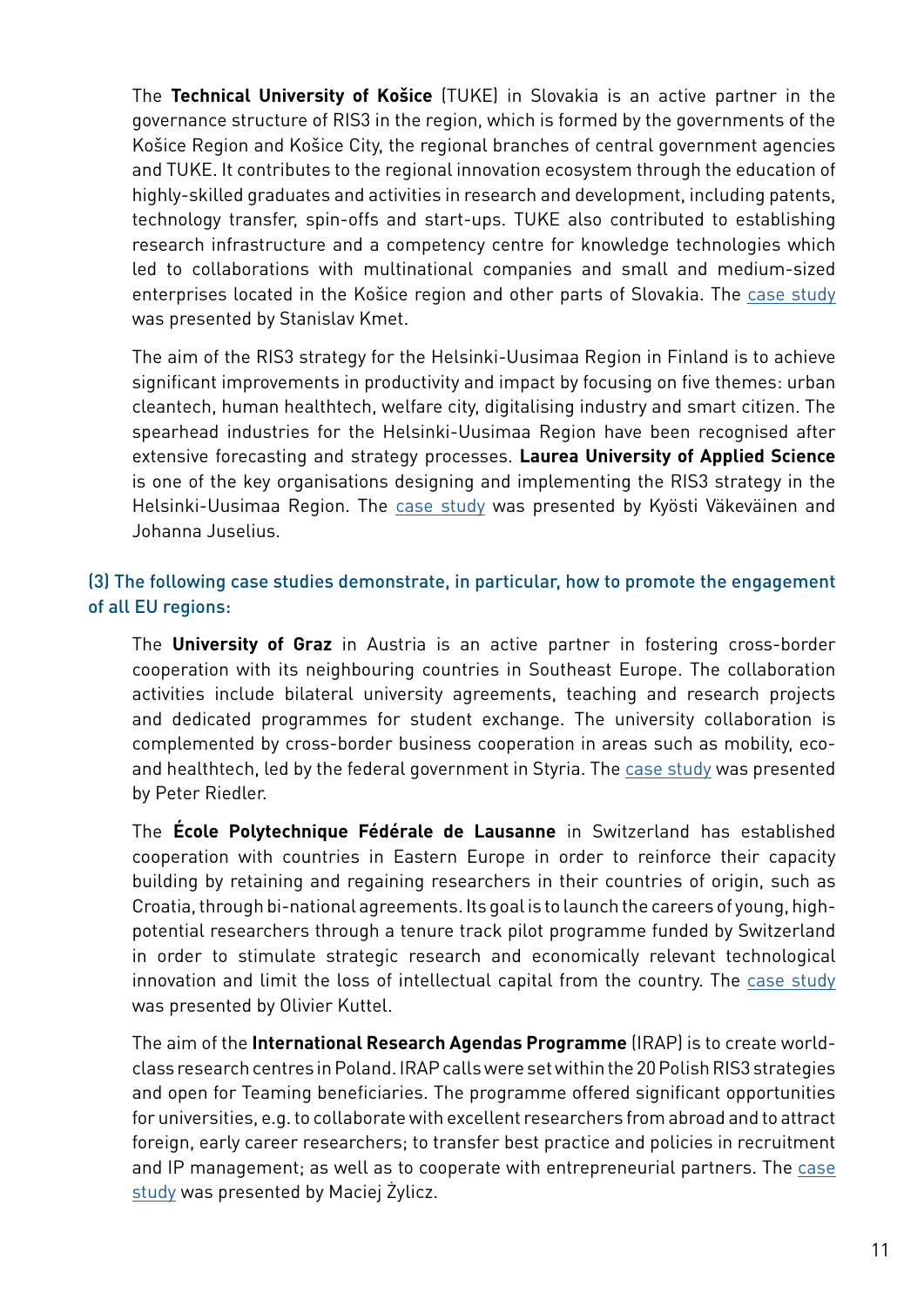The **Technical University of Košice** (TUKE) in Slovakia is an active partner in the governance structure of RIS3 in the region, which is formed by the governments of the Košice Region and Košice City, the regional branches of central government agencies and TUKE. It contributes to the regional innovation ecosystem through the education of highly-skilled graduates and activities in research and development, including patents, technology transfer, spin-offs and start-ups. TUKE also contributed to establishing research infrastructure and a competency centre for knowledge technologies which led to collaborations with multinational companies and small and medium-sized enterprises located in the Košice region and other parts of Slovakia. The case study was presented by Stanislav Kmet.

The aim of the RIS3 strategy for the Helsinki-Uusimaa Region in Finland is to achieve significant improvements in productivity and impact by focusing on five themes: urban cleantech, human healthtech, welfare city, digitalising industry and smart citizen. The spearhead industries for the Helsinki-Uusimaa Region have been recognised after extensive forecasting and strategy processes. **Laurea University of Applied Science** is one of the key organisations designing and implementing the RIS3 strategy in the Helsinki-Uusimaa Region. The case study was presented by Kyösti Väkeväinen and Johanna Juselius.

### (3) The following case studies demonstrate, in particular, how to promote the engagement of all EU regions:

The **University of Graz** in Austria is an active partner in fostering cross-border cooperation with its neighbouring countries in Southeast Europe. The collaboration activities include bilateral university agreements, teaching and research projects and dedicated programmes for student exchange. The university collaboration is complemented by cross-border business cooperation in areas such as mobility, eco- and healthtech, led by the federal government in Styria. The case study was presented by Peter Riedler.

The **École Polytechnique Fédérale de Lausanne** in Switzerland has established cooperation with countries in Eastern Europe in order to reinforce their capacity building by retaining and regaining researchers in their countries of origin, such as Croatia, through bi-national agreements. Its goal is to launch the careers of young, high-potential researchers through a tenure track pilot programme funded by Switzerland in order to stimulate strategic research and economically relevant technological innovation and limit the loss of intellectual capital from the country. The case study was presented by Olivier Kuttel.

The aim of the **International Research Agendas Programme** (IRAP) is to create world-class research centres in Poland. IRAP calls were set within the 20 Polish RIS3 strategies and open for Teaming beneficiaries. The programme offered significant opportunities for universities, e.g. to collaborate with excellent researchers from abroad and to attract foreign, early career researchers; to transfer best practice and policies in recruitment and IP management; as well as to cooperate with entrepreneurial partners. The case study was presented by Maciej Żylicz.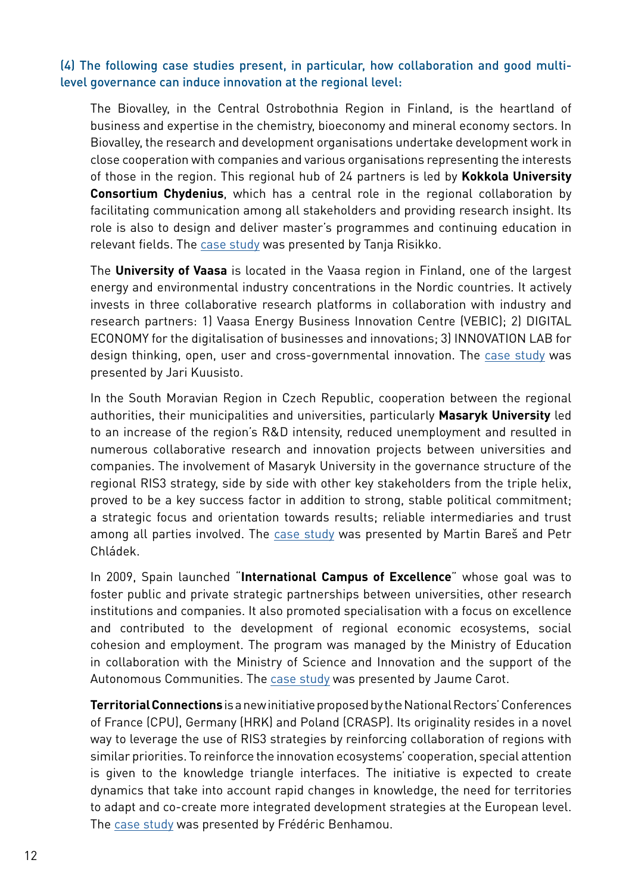(4) The following case studies present, in particular, how collaboration and good multi-level governance can induce innovation at the regional level:

The Biovalley, in the Central Ostrobothnia Region in Finland, is the heartland of business and expertise in the chemistry, bioeconomy and mineral economy sectors. In Biovalley, the research and development organisations undertake development work in close cooperation with companies and various organisations representing the interests of those in the region. This regional hub of 24 partners is led by **Kokkola University Consortium Chydenius**, which has a central role in the regional collaboration by facilitating communication among all stakeholders and providing research insight. Its role is also to design and deliver master's programmes and continuing education in relevant fields. The case study was presented by Tanja Risikko.

The **University of Vaasa** is located in the Vaasa region in Finland, one of the largest energy and environmental industry concentrations in the Nordic countries. It actively invests in three collaborative research platforms in collaboration with industry and research partners: 1) Vaasa Energy Business Innovation Centre (VEBIC); 2) DIGITAL ECONOMY for the digitalisation of businesses and innovations; 3) INNOVATION LAB for design thinking, open, user and cross-governmental innovation. The case study was presented by Jari Kuusisto.

In the South Moravian Region in Czech Republic, cooperation between the regional authorities, their municipalities and universities, particularly **Masaryk University** led to an increase of the region's R&D intensity, reduced unemployment and resulted in numerous collaborative research and innovation projects between universities and companies. The involvement of Masaryk University in the governance structure of the regional RIS3 strategy, side by side with other key stakeholders from the triple helix, proved to be a key success factor in addition to strong, stable political commitment; a strategic focus and orientation towards results; reliable intermediaries and trust among all parties involved. The case study was presented by Martin Bareš and Petr Chládek.

In 2009, Spain launched "**International Campus of Excellence**" whose goal was to foster public and private strategic partnerships between universities, other research institutions and companies. It also promoted specialisation with a focus on excellence and contributed to the development of regional economic ecosystems, social cohesion and employment. The program was managed by the Ministry of Education in collaboration with the Ministry of Science and Innovation and the support of the Autonomous Communities. The case study was presented by Jaume Carot.

**Territorial Connections** is a new initiative proposed by the National Rectors' Conferences of France (CPU), Germany (HRK) and Poland (CRASP). Its originality resides in a novel way to leverage the use of RIS3 strategies by reinforcing collaboration of regions with similar priorities. To reinforce the innovation ecosystems' cooperation, special attention is given to the knowledge triangle interfaces. The initiative is expected to create dynamics that take into account rapid changes in knowledge, the need for territories to adapt and co-create more integrated development strategies at the European level. The case study was presented by Frédéric Benhamou.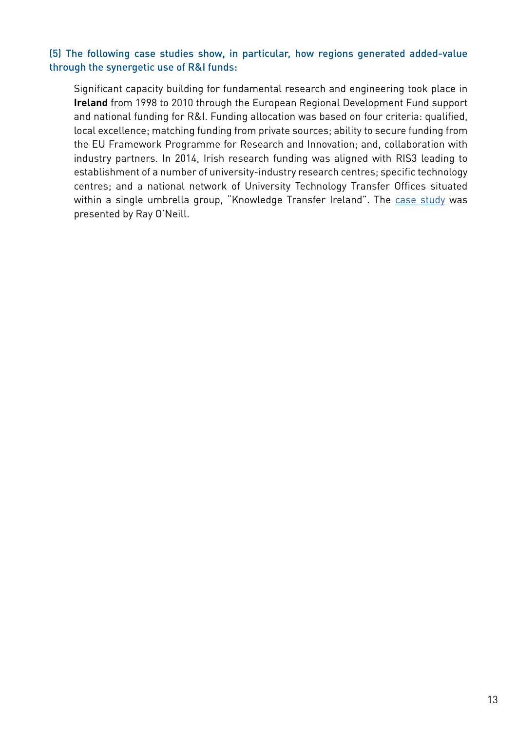### (5) The following case studies show, in particular, how regions generated added-value through the synergetic use of R&I funds:

Significant capacity building for fundamental research and engineering took place in **Ireland** from 1998 to 2010 through the European Regional Development Fund support and national funding for R&I. Funding allocation was based on four criteria: qualified, local excellence; matching funding from private sources; ability to secure funding from the EU Framework Programme for Research and Innovation; and, collaboration with industry partners. In 2014, Irish research funding was aligned with RIS3 leading to establishment of a number of university-industry research centres; specific technology centres; and a national network of University Technology Transfer Offices situated within a single umbrella group, "Knowledge Transfer Ireland". The case study was presented by Ray O'Neill.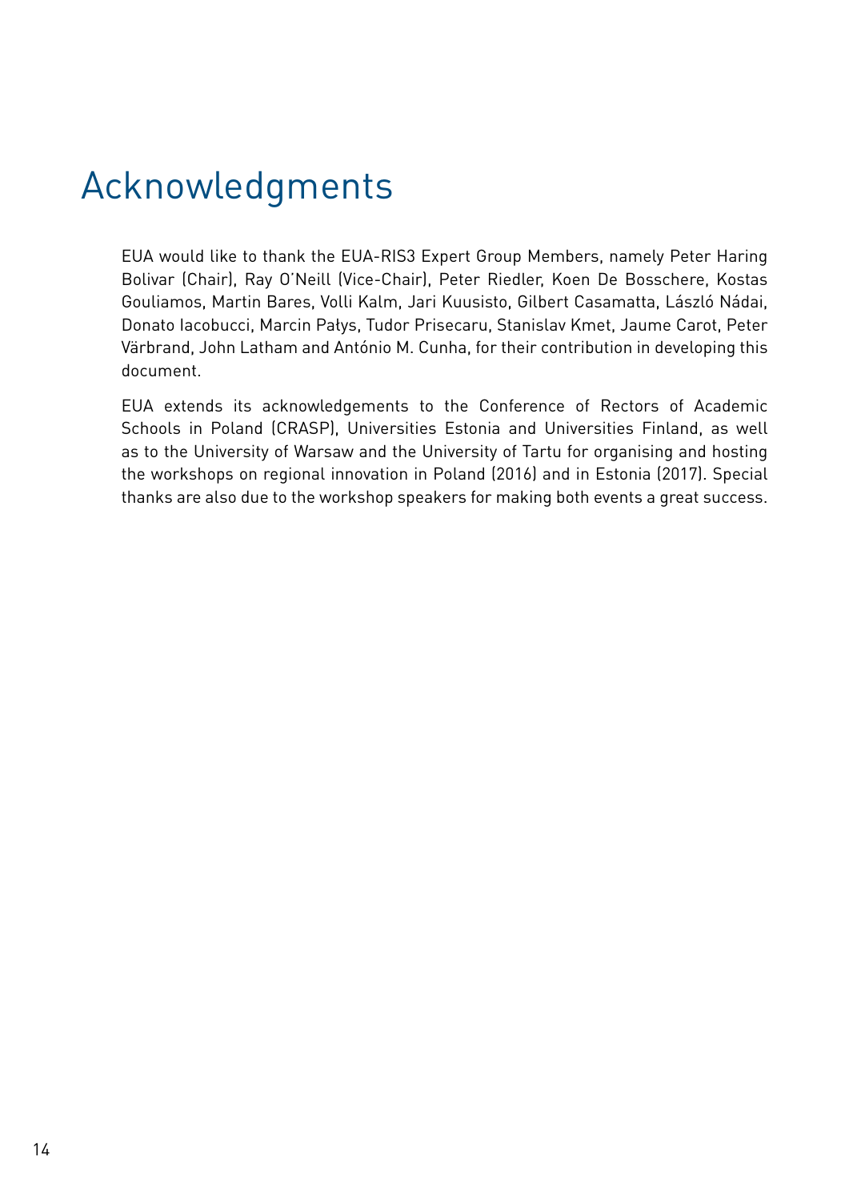# Acknowledgments

EUA would like to thank the EUA-RIS3 Expert Group Members, namely Peter Haring Bolivar (Chair), Ray O'Neill (Vice-Chair), Peter Riedler, Koen De Bosschere, Kostas Gouliamos, Martin Bares, Volli Kalm, Jari Kuusisto, Gilbert Casamatta, László Nádai, Donato Iacobucci, Marcin Pałys, Tudor Prisecaru, Stanislav Kmet, Jaume Carot, Peter Värbrand, John Latham and António M. Cunha, for their contribution in developing this document.

EUA extends its acknowledgements to the Conference of Rectors of Academic Schools in Poland (CRASP), Universities Estonia and Universities Finland, as well as to the University of Warsaw and the University of Tartu for organising and hosting the workshops on regional innovation in Poland (2016) and in Estonia (2017). Special thanks are also due to the workshop speakers for making both events a great success.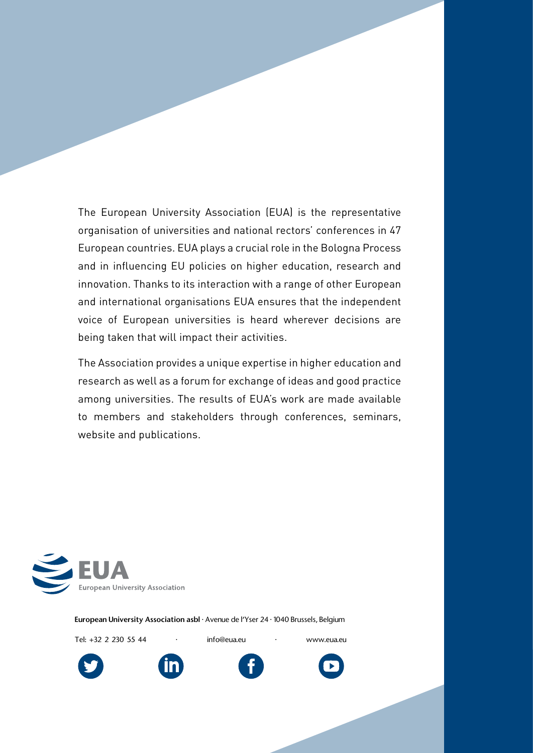The European University Association (EUA) is the representative organisation of universities and national rectors' conferences in 47 European countries. EUA plays a crucial role in the Bologna Process and in influencing EU policies on higher education, research and innovation. Thanks to its interaction with a range of other European and international organisations EUA ensures that the independent voice of European universities is heard wherever decisions are being taken that will impact their activities.

The Association provides a unique expertise in higher education and research as well as a forum for exchange of ideas and good practice among universities. The results of EUA's work are made available to members and stakeholders through conferences, seminars, website and publications.

EUA
European University Association

**European University Association asbl** · Avenue de l'Yser 24 · 1040 Brussels, Belgium

Tel: +32 2 230 55 44 · info@eua.eu · www.eua.eu